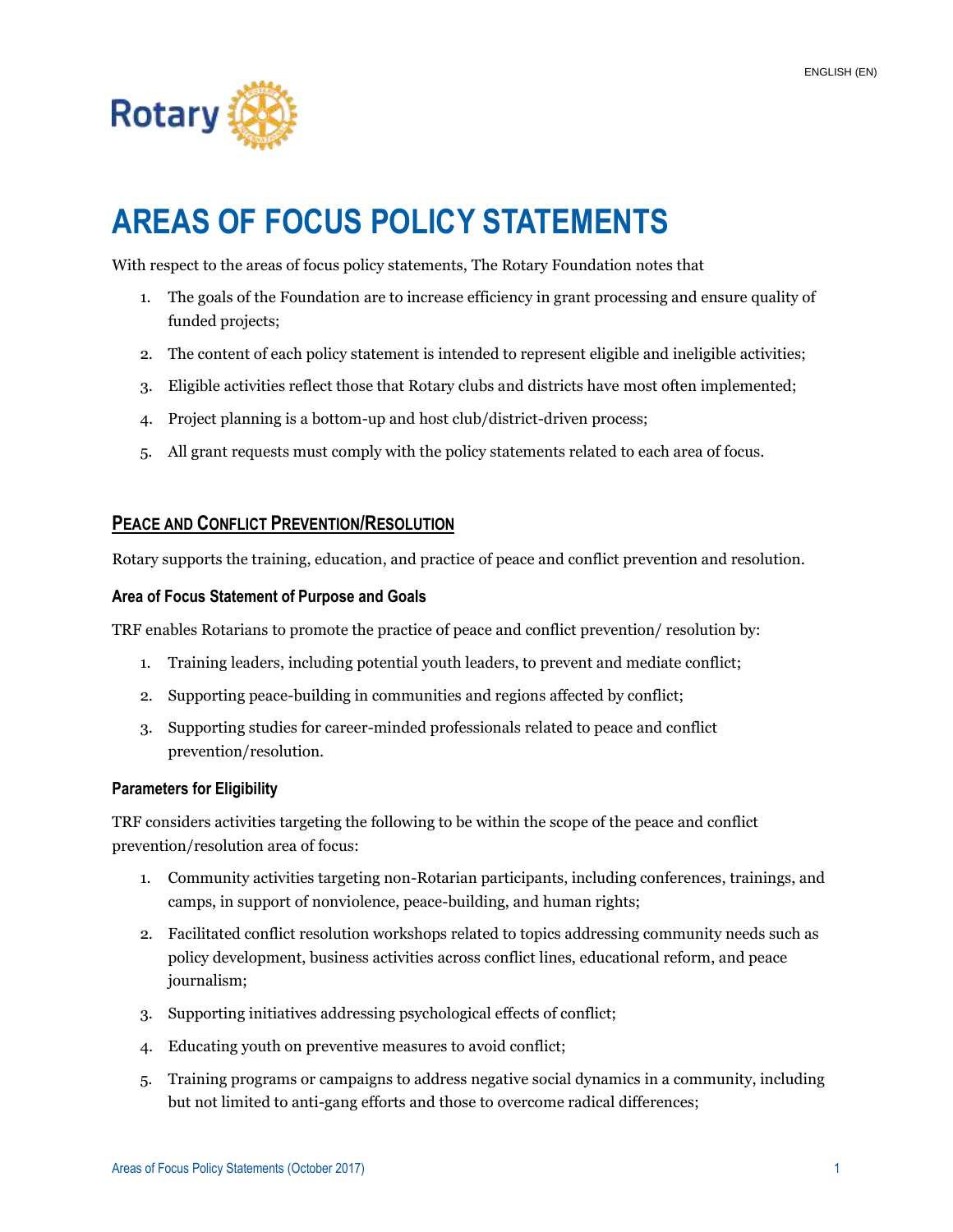# AREAS OF FOCUS POLICY STATEMENTS

With respect to the areas of focus policy statements, The Rotary Foundation notes that

1. The goals of the Foundation are to increase efficiency in grant processing and ensure quality of funded projects;
2. The content of each policy statement is intended to represent eligible and ineligible activities;
3. Eligible activities reflect those that Rotary clubs and districts have most often implemented;
4. Project planning is a bottom-up and host club/district-driven process;
5. All grant requests must comply with the policy statements related to each area of focus.

## PEACE AND CONFLICT PREVENTION/RESOLUTION

Rotary supports the training, education, and practice of peace and conflict prevention and resolution.

### Area of Focus Statement of Purpose and Goals

TRF enables Rotarians to promote the practice of peace and conflict prevention/ resolution by:

1. Training leaders, including potential youth leaders, to prevent and mediate conflict;
2. Supporting peace-building in communities and regions affected by conflict;
3. Supporting studies for career-minded professionals related to peace and conflict prevention/resolution.

### Parameters for Eligibility

TRF considers activities targeting the following to be within the scope of the peace and conflict prevention/resolution area of focus:

1. Community activities targeting non-Rotarian participants, including conferences, trainings, and camps, in support of nonviolence, peace-building, and human rights;
2. Facilitated conflict resolution workshops related to topics addressing community needs such as policy development, business activities across conflict lines, educational reform, and peace journalism;
3. Supporting initiatives addressing psychological effects of conflict;
4. Educating youth on preventive measures to avoid conflict;
5. Training programs or campaigns to address negative social dynamics in a community, including but not limited to anti-gang efforts and those to overcome radical differences;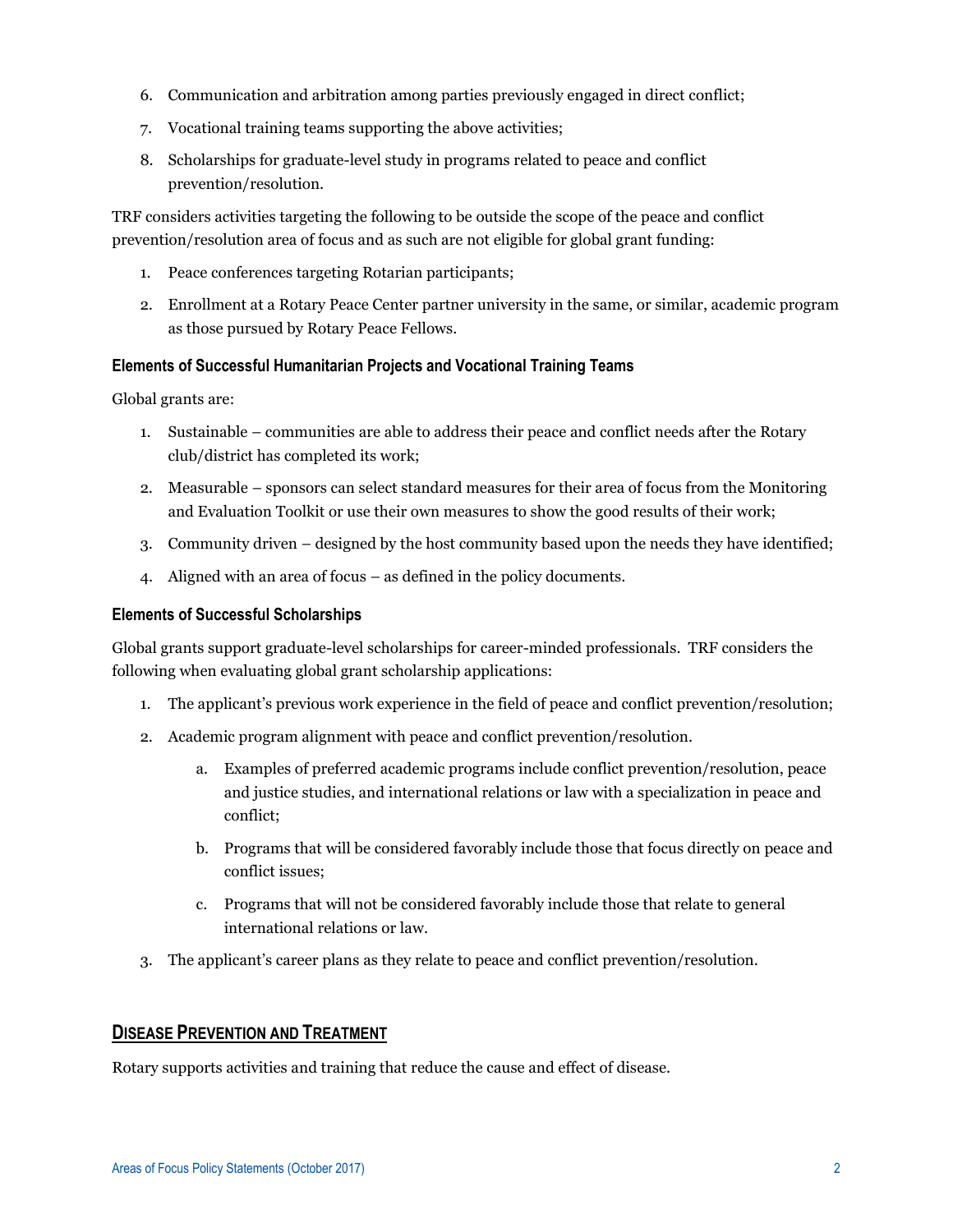6. Communication and arbitration among parties previously engaged in direct conflict;
7. Vocational training teams supporting the above activities;
8. Scholarships for graduate-level study in programs related to peace and conflict prevention/resolution.

TRF considers activities targeting the following to be outside the scope of the peace and conflict prevention/resolution area of focus and as such are not eligible for global grant funding:

1. Peace conferences targeting Rotarian participants;
2. Enrollment at a Rotary Peace Center partner university in the same, or similar, academic program as those pursued by Rotary Peace Fellows.

#### Elements of Successful Humanitarian Projects and Vocational Training Teams

Global grants are:

1. Sustainable – communities are able to address their peace and conflict needs after the Rotary club/district has completed its work;
2. Measurable – sponsors can select standard measures for their area of focus from the Monitoring and Evaluation Toolkit or use their own measures to show the good results of their work;
3. Community driven – designed by the host community based upon the needs they have identified;
4. Aligned with an area of focus – as defined in the policy documents.

#### Elements of Successful Scholarships

Global grants support graduate-level scholarships for career-minded professionals. TRF considers the following when evaluating global grant scholarship applications:

1. The applicant's previous work experience in the field of peace and conflict prevention/resolution;
2. Academic program alignment with peace and conflict prevention/resolution.
   a. Examples of preferred academic programs include conflict prevention/resolution, peace and justice studies, and international relations or law with a specialization in peace and conflict;
   b. Programs that will be considered favorably include those that focus directly on peace and conflict issues;
   c. Programs that will not be considered favorably include those that relate to general international relations or law.
3. The applicant's career plans as they relate to peace and conflict prevention/resolution.

## DISEASE PREVENTION AND TREATMENT

Rotary supports activities and training that reduce the cause and effect of disease.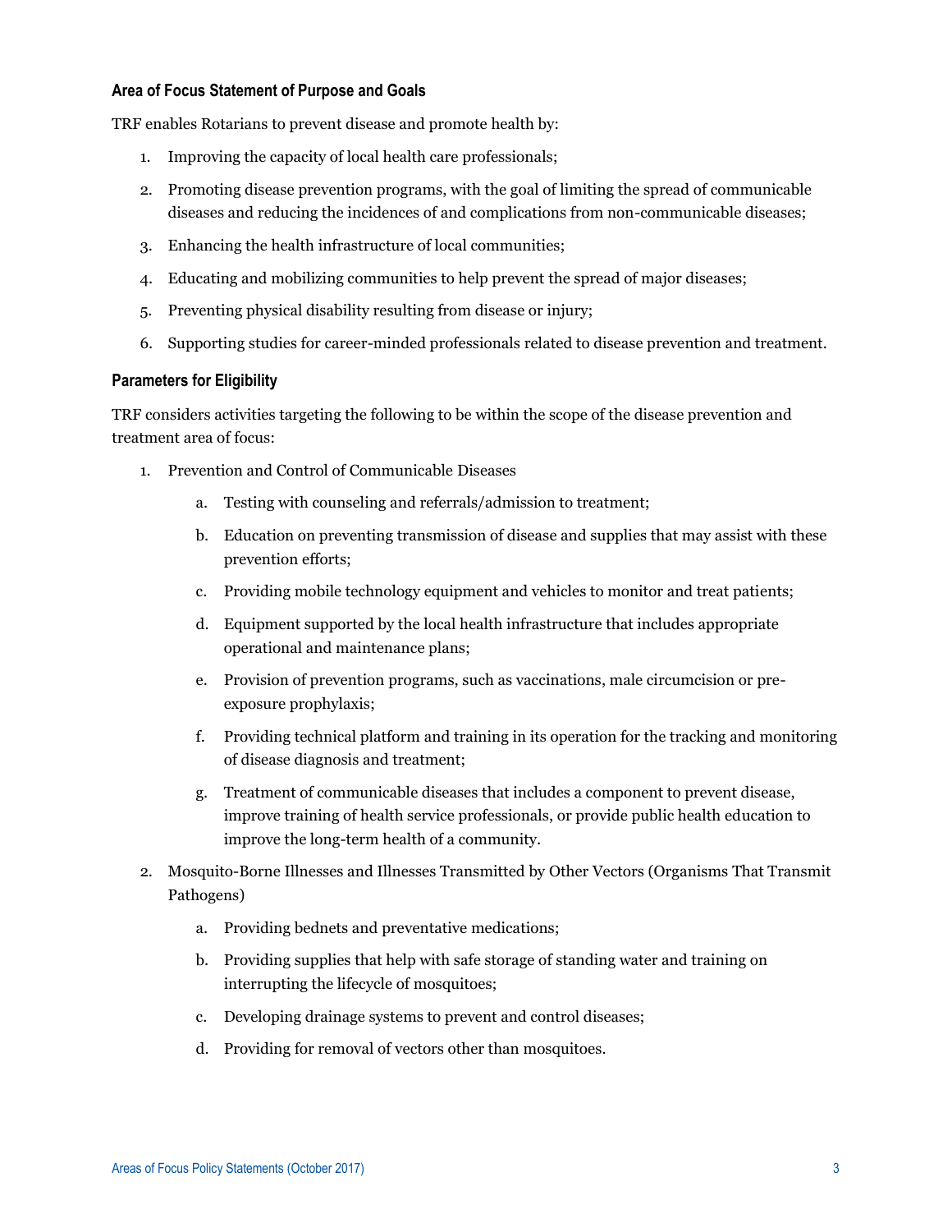### Area of Focus Statement of Purpose and Goals

TRF enables Rotarians to prevent disease and promote health by:

1. Improving the capacity of local health care professionals;
2. Promoting disease prevention programs, with the goal of limiting the spread of communicable diseases and reducing the incidences of and complications from non-communicable diseases;
3. Enhancing the health infrastructure of local communities;
4. Educating and mobilizing communities to help prevent the spread of major diseases;
5. Preventing physical disability resulting from disease or injury;
6. Supporting studies for career-minded professionals related to disease prevention and treatment.

### Parameters for Eligibility

TRF considers activities targeting the following to be within the scope of the disease prevention and treatment area of focus:

1. Prevention and Control of Communicable Diseases
   a. Testing with counseling and referrals/admission to treatment;
   b. Education on preventing transmission of disease and supplies that may assist with these prevention efforts;
   c. Providing mobile technology equipment and vehicles to monitor and treat patients;
   d. Equipment supported by the local health infrastructure that includes appropriate operational and maintenance plans;
   e. Provision of prevention programs, such as vaccinations, male circumcision or pre-exposure prophylaxis;
   f. Providing technical platform and training in its operation for the tracking and monitoring of disease diagnosis and treatment;
   g. Treatment of communicable diseases that includes a component to prevent disease, improve training of health service professionals, or provide public health education to improve the long-term health of a community.
2. Mosquito-Borne Illnesses and Illnesses Transmitted by Other Vectors (Organisms That Transmit Pathogens)
   a. Providing bednets and preventative medications;
   b. Providing supplies that help with safe storage of standing water and training on interrupting the lifecycle of mosquitoes;
   c. Developing drainage systems to prevent and control diseases;
   d. Providing for removal of vectors other than mosquitoes.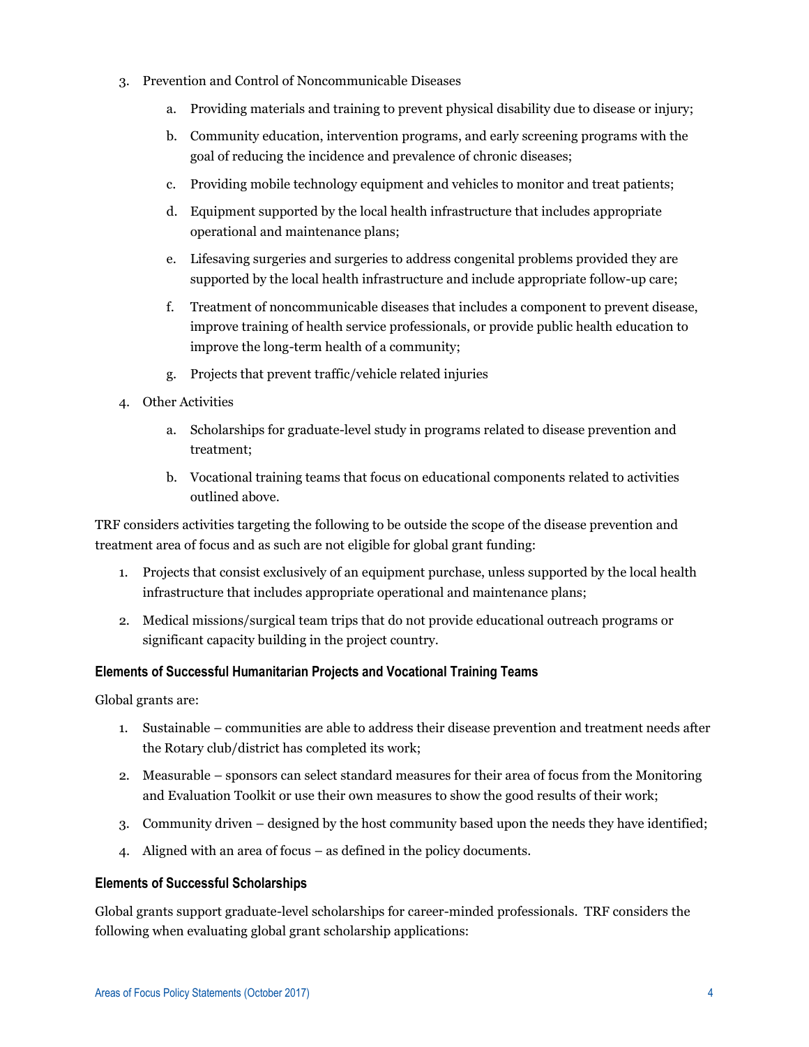3. Prevention and Control of Noncommunicable Diseases
    a. Providing materials and training to prevent physical disability due to disease or injury;
    b. Community education, intervention programs, and early screening programs with the goal of reducing the incidence and prevalence of chronic diseases;
    c. Providing mobile technology equipment and vehicles to monitor and treat patients;
    d. Equipment supported by the local health infrastructure that includes appropriate operational and maintenance plans;
    e. Lifesaving surgeries and surgeries to address congenital problems provided they are supported by the local health infrastructure and include appropriate follow-up care;
    f. Treatment of noncommunicable diseases that includes a component to prevent disease, improve training of health service professionals, or provide public health education to improve the long-term health of a community;
    g. Projects that prevent traffic/vehicle related injuries
4. Other Activities
    a. Scholarships for graduate-level study in programs related to disease prevention and treatment;
    b. Vocational training teams that focus on educational components related to activities outlined above.

TRF considers activities targeting the following to be outside the scope of the disease prevention and treatment area of focus and as such are not eligible for global grant funding:

1. Projects that consist exclusively of an equipment purchase, unless supported by the local health infrastructure that includes appropriate operational and maintenance plans;
2. Medical missions/surgical team trips that do not provide educational outreach programs or significant capacity building in the project country.

#### Elements of Successful Humanitarian Projects and Vocational Training Teams

Global grants are:

1. Sustainable – communities are able to address their disease prevention and treatment needs after the Rotary club/district has completed its work;
2. Measurable – sponsors can select standard measures for their area of focus from the Monitoring and Evaluation Toolkit or use their own measures to show the good results of their work;
3. Community driven – designed by the host community based upon the needs they have identified;
4. Aligned with an area of focus – as defined in the policy documents.

#### Elements of Successful Scholarships

Global grants support graduate-level scholarships for career-minded professionals. TRF considers the following when evaluating global grant scholarship applications: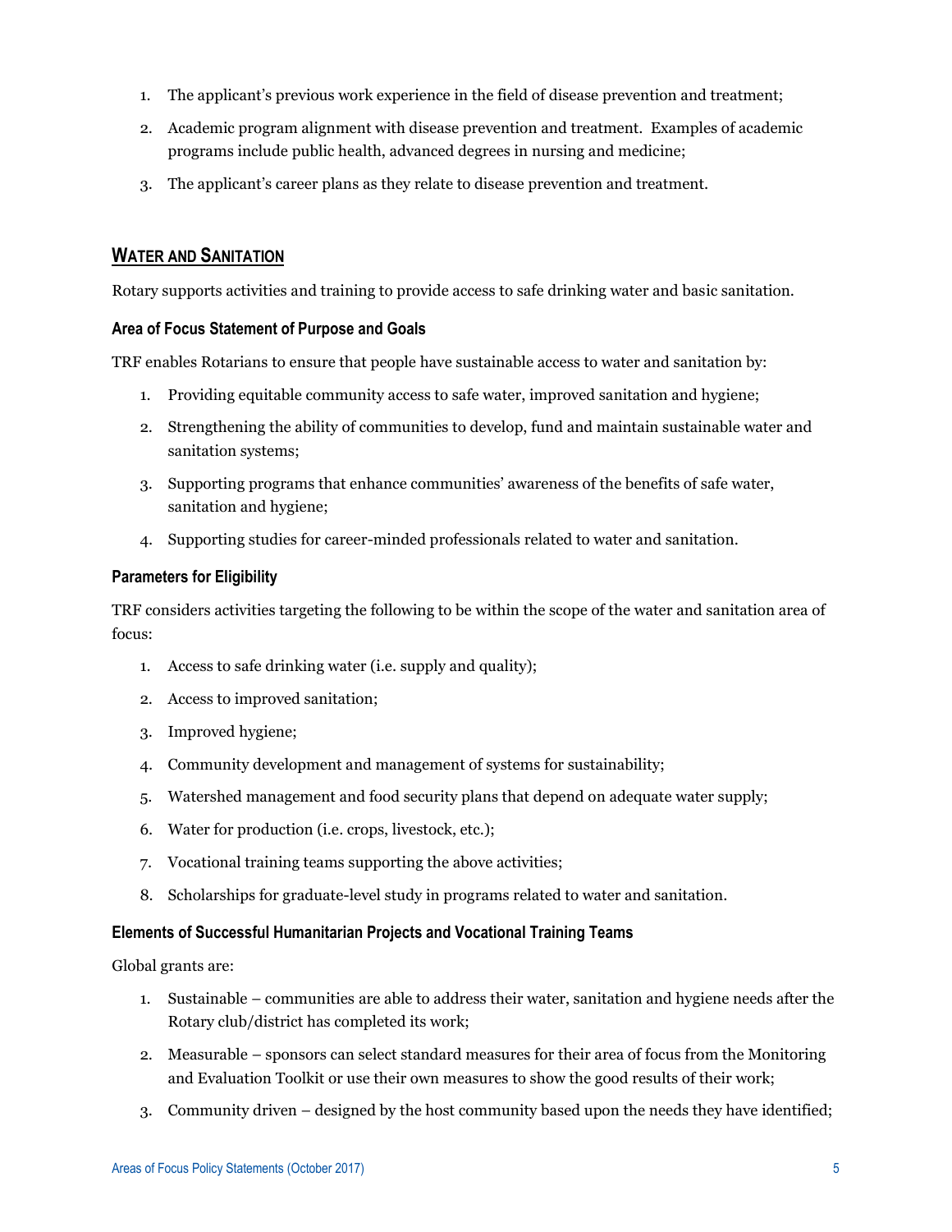1. The applicant's previous work experience in the field of disease prevention and treatment;
2. Academic program alignment with disease prevention and treatment. Examples of academic programs include public health, advanced degrees in nursing and medicine;
3. The applicant's career plans as they relate to disease prevention and treatment.

## WATER AND SANITATION

Rotary supports activities and training to provide access to safe drinking water and basic sanitation.

### Area of Focus Statement of Purpose and Goals

TRF enables Rotarians to ensure that people have sustainable access to water and sanitation by:

1. Providing equitable community access to safe water, improved sanitation and hygiene;
2. Strengthening the ability of communities to develop, fund and maintain sustainable water and sanitation systems;
3. Supporting programs that enhance communities' awareness of the benefits of safe water, sanitation and hygiene;
4. Supporting studies for career-minded professionals related to water and sanitation.

### Parameters for Eligibility

TRF considers activities targeting the following to be within the scope of the water and sanitation area of focus:

1. Access to safe drinking water (i.e. supply and quality);
2. Access to improved sanitation;
3. Improved hygiene;
4. Community development and management of systems for sustainability;
5. Watershed management and food security plans that depend on adequate water supply;
6. Water for production (i.e. crops, livestock, etc.);
7. Vocational training teams supporting the above activities;
8. Scholarships for graduate-level study in programs related to water and sanitation.

### Elements of Successful Humanitarian Projects and Vocational Training Teams

Global grants are:

1. Sustainable – communities are able to address their water, sanitation and hygiene needs after the Rotary club/district has completed its work;
2. Measurable – sponsors can select standard measures for their area of focus from the Monitoring and Evaluation Toolkit or use their own measures to show the good results of their work;
3. Community driven – designed by the host community based upon the needs they have identified;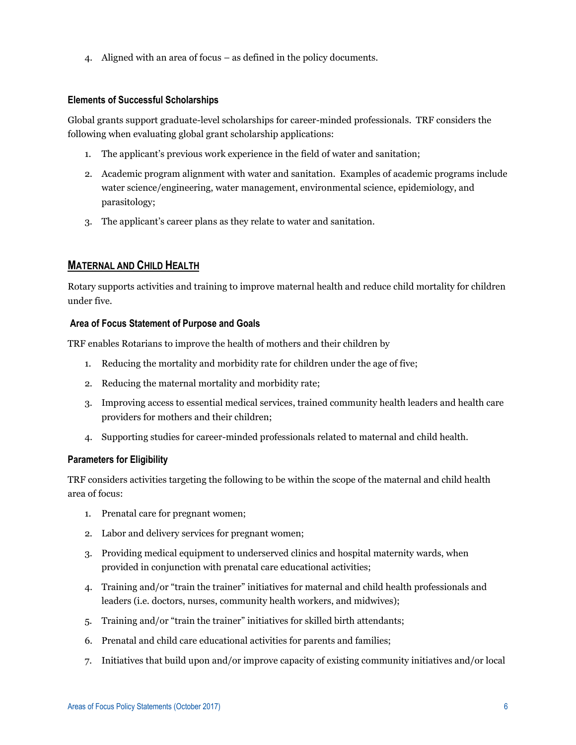4. Aligned with an area of focus – as defined in the policy documents.

#### Elements of Successful Scholarships

Global grants support graduate-level scholarships for career-minded professionals. TRF considers the following when evaluating global grant scholarship applications:

1. The applicant's previous work experience in the field of water and sanitation;
2. Academic program alignment with water and sanitation. Examples of academic programs include water science/engineering, water management, environmental science, epidemiology, and parasitology;
3. The applicant's career plans as they relate to water and sanitation.

## MATERNAL AND CHILD HEALTH

Rotary supports activities and training to improve maternal health and reduce child mortality for children under five.

#### Area of Focus Statement of Purpose and Goals

TRF enables Rotarians to improve the health of mothers and their children by

1. Reducing the mortality and morbidity rate for children under the age of five;
2. Reducing the maternal mortality and morbidity rate;
3. Improving access to essential medical services, trained community health leaders and health care providers for mothers and their children;
4. Supporting studies for career-minded professionals related to maternal and child health.

#### Parameters for Eligibility

TRF considers activities targeting the following to be within the scope of the maternal and child health area of focus:

1. Prenatal care for pregnant women;
2. Labor and delivery services for pregnant women;
3. Providing medical equipment to underserved clinics and hospital maternity wards, when provided in conjunction with prenatal care educational activities;
4. Training and/or "train the trainer" initiatives for maternal and child health professionals and leaders (i.e. doctors, nurses, community health workers, and midwives);
5. Training and/or "train the trainer" initiatives for skilled birth attendants;
6. Prenatal and child care educational activities for parents and families;
7. Initiatives that build upon and/or improve capacity of existing community initiatives and/or local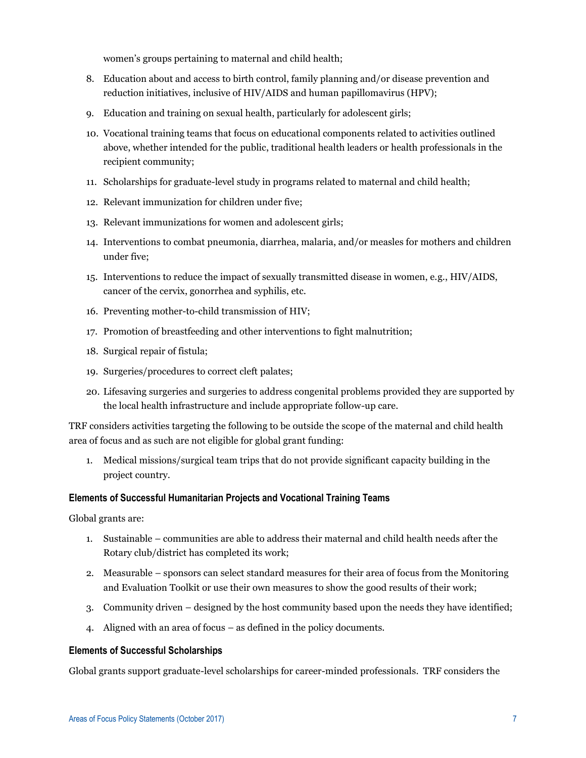women's groups pertaining to maternal and child health;

8. Education about and access to birth control, family planning and/or disease prevention and reduction initiatives, inclusive of HIV/AIDS and human papillomavirus (HPV);
9. Education and training on sexual health, particularly for adolescent girls;
10. Vocational training teams that focus on educational components related to activities outlined above, whether intended for the public, traditional health leaders or health professionals in the recipient community;
11. Scholarships for graduate-level study in programs related to maternal and child health;
12. Relevant immunization for children under five;
13. Relevant immunizations for women and adolescent girls;
14. Interventions to combat pneumonia, diarrhea, malaria, and/or measles for mothers and children under five;
15. Interventions to reduce the impact of sexually transmitted disease in women, e.g., HIV/AIDS, cancer of the cervix, gonorrhea and syphilis, etc.
16. Preventing mother-to-child transmission of HIV;
17. Promotion of breastfeeding and other interventions to fight malnutrition;
18. Surgical repair of fistula;
19. Surgeries/procedures to correct cleft palates;
20. Lifesaving surgeries and surgeries to address congenital problems provided they are supported by the local health infrastructure and include appropriate follow-up care.

TRF considers activities targeting the following to be outside the scope of the maternal and child health area of focus and as such are not eligible for global grant funding:

1. Medical missions/surgical team trips that do not provide significant capacity building in the project country.

#### Elements of Successful Humanitarian Projects and Vocational Training Teams

Global grants are:

1. Sustainable – communities are able to address their maternal and child health needs after the Rotary club/district has completed its work;
2. Measurable – sponsors can select standard measures for their area of focus from the Monitoring and Evaluation Toolkit or use their own measures to show the good results of their work;
3. Community driven – designed by the host community based upon the needs they have identified;
4. Aligned with an area of focus – as defined in the policy documents.

#### Elements of Successful Scholarships

Global grants support graduate-level scholarships for career-minded professionals. TRF considers the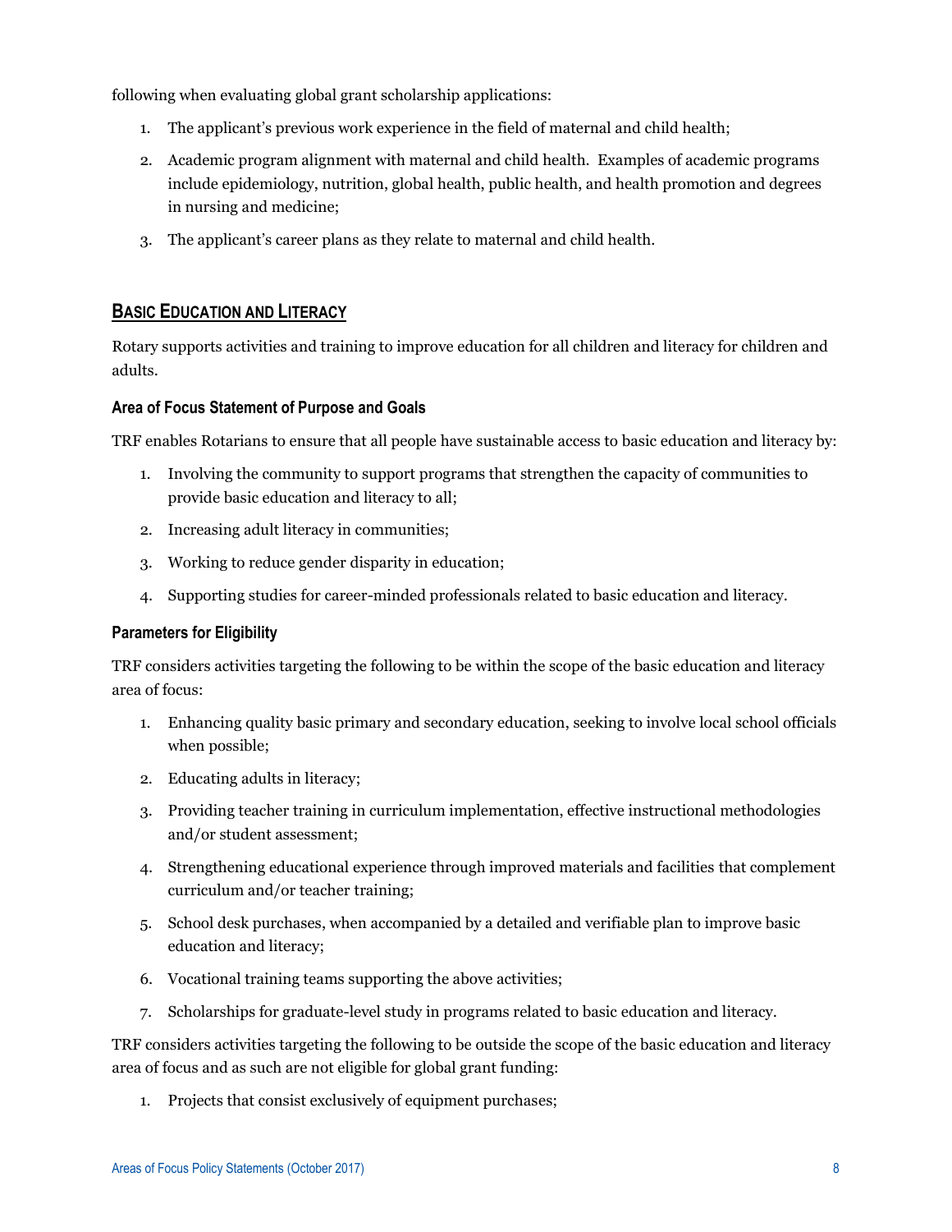following when evaluating global grant scholarship applications:

1. The applicant's previous work experience in the field of maternal and child health;
2. Academic program alignment with maternal and child health. Examples of academic programs include epidemiology, nutrition, global health, public health, and health promotion and degrees in nursing and medicine;
3. The applicant's career plans as they relate to maternal and child health.

## BASIC EDUCATION AND LITERACY

Rotary supports activities and training to improve education for all children and literacy for children and adults.

### Area of Focus Statement of Purpose and Goals

TRF enables Rotarians to ensure that all people have sustainable access to basic education and literacy by:

1. Involving the community to support programs that strengthen the capacity of communities to provide basic education and literacy to all;
2. Increasing adult literacy in communities;
3. Working to reduce gender disparity in education;
4. Supporting studies for career-minded professionals related to basic education and literacy.

### Parameters for Eligibility

TRF considers activities targeting the following to be within the scope of the basic education and literacy area of focus:

1. Enhancing quality basic primary and secondary education, seeking to involve local school officials when possible;
2. Educating adults in literacy;
3. Providing teacher training in curriculum implementation, effective instructional methodologies and/or student assessment;
4. Strengthening educational experience through improved materials and facilities that complement curriculum and/or teacher training;
5. School desk purchases, when accompanied by a detailed and verifiable plan to improve basic education and literacy;
6. Vocational training teams supporting the above activities;
7. Scholarships for graduate-level study in programs related to basic education and literacy.

TRF considers activities targeting the following to be outside the scope of the basic education and literacy area of focus and as such are not eligible for global grant funding:

1. Projects that consist exclusively of equipment purchases;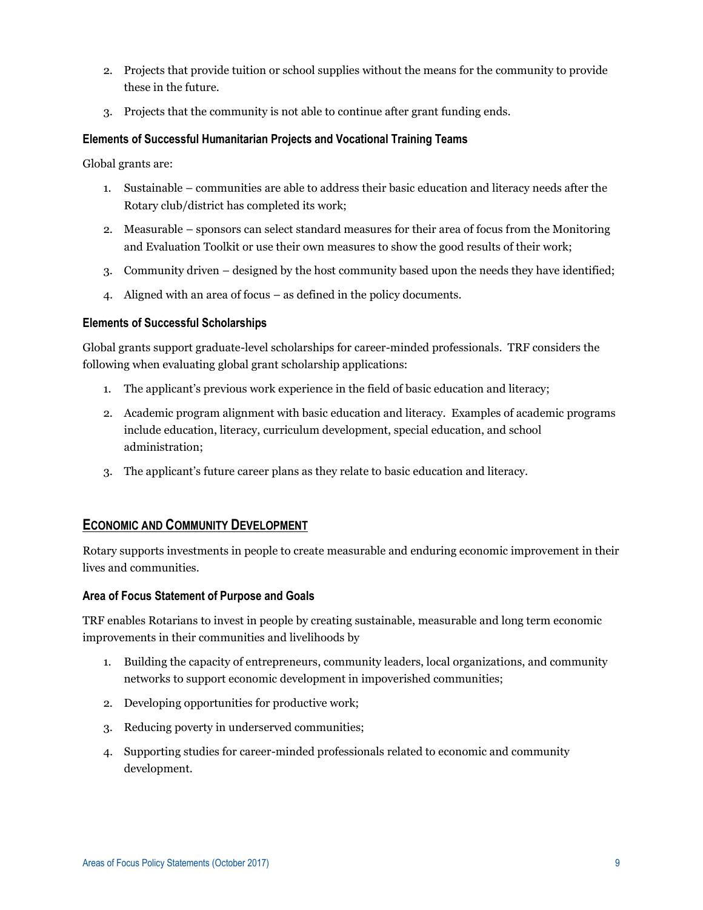2. Projects that provide tuition or school supplies without the means for the community to provide these in the future.
3. Projects that the community is not able to continue after grant funding ends.

### Elements of Successful Humanitarian Projects and Vocational Training Teams

Global grants are:

1. Sustainable – communities are able to address their basic education and literacy needs after the Rotary club/district has completed its work;
2. Measurable – sponsors can select standard measures for their area of focus from the Monitoring and Evaluation Toolkit or use their own measures to show the good results of their work;
3. Community driven – designed by the host community based upon the needs they have identified;
4. Aligned with an area of focus – as defined in the policy documents.

### Elements of Successful Scholarships

Global grants support graduate-level scholarships for career-minded professionals. TRF considers the following when evaluating global grant scholarship applications:

1. The applicant's previous work experience in the field of basic education and literacy;
2. Academic program alignment with basic education and literacy. Examples of academic programs include education, literacy, curriculum development, special education, and school administration;
3. The applicant's future career plans as they relate to basic education and literacy.

## ECONOMIC AND COMMUNITY DEVELOPMENT

Rotary supports investments in people to create measurable and enduring economic improvement in their lives and communities.

### Area of Focus Statement of Purpose and Goals

TRF enables Rotarians to invest in people by creating sustainable, measurable and long term economic improvements in their communities and livelihoods by

1. Building the capacity of entrepreneurs, community leaders, local organizations, and community networks to support economic development in impoverished communities;
2. Developing opportunities for productive work;
3. Reducing poverty in underserved communities;
4. Supporting studies for career-minded professionals related to economic and community development.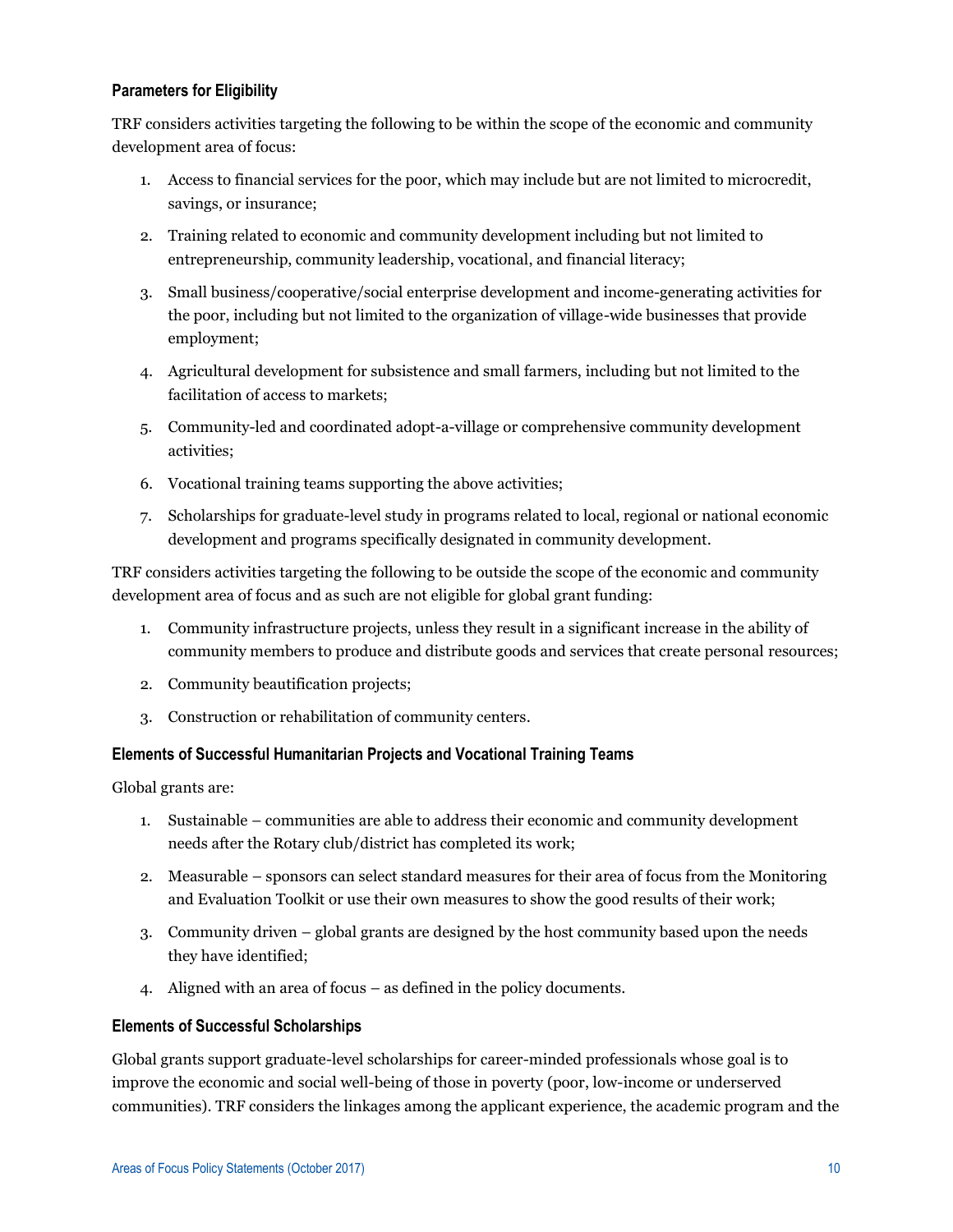### Parameters for Eligibility

TRF considers activities targeting the following to be within the scope of the economic and community development area of focus:

1. Access to financial services for the poor, which may include but are not limited to microcredit, savings, or insurance;
2. Training related to economic and community development including but not limited to entrepreneurship, community leadership, vocational, and financial literacy;
3. Small business/cooperative/social enterprise development and income-generating activities for the poor, including but not limited to the organization of village-wide businesses that provide employment;
4. Agricultural development for subsistence and small farmers, including but not limited to the facilitation of access to markets;
5. Community-led and coordinated adopt-a-village or comprehensive community development activities;
6. Vocational training teams supporting the above activities;
7. Scholarships for graduate-level study in programs related to local, regional or national economic development and programs specifically designated in community development.

TRF considers activities targeting the following to be outside the scope of the economic and community development area of focus and as such are not eligible for global grant funding:

1. Community infrastructure projects, unless they result in a significant increase in the ability of community members to produce and distribute goods and services that create personal resources;
2. Community beautification projects;
3. Construction or rehabilitation of community centers.

### Elements of Successful Humanitarian Projects and Vocational Training Teams

Global grants are:

1. Sustainable – communities are able to address their economic and community development needs after the Rotary club/district has completed its work;
2. Measurable – sponsors can select standard measures for their area of focus from the Monitoring and Evaluation Toolkit or use their own measures to show the good results of their work;
3. Community driven – global grants are designed by the host community based upon the needs they have identified;
4. Aligned with an area of focus – as defined in the policy documents.

### Elements of Successful Scholarships

Global grants support graduate-level scholarships for career-minded professionals whose goal is to improve the economic and social well-being of those in poverty (poor, low-income or underserved communities). TRF considers the linkages among the applicant experience, the academic program and the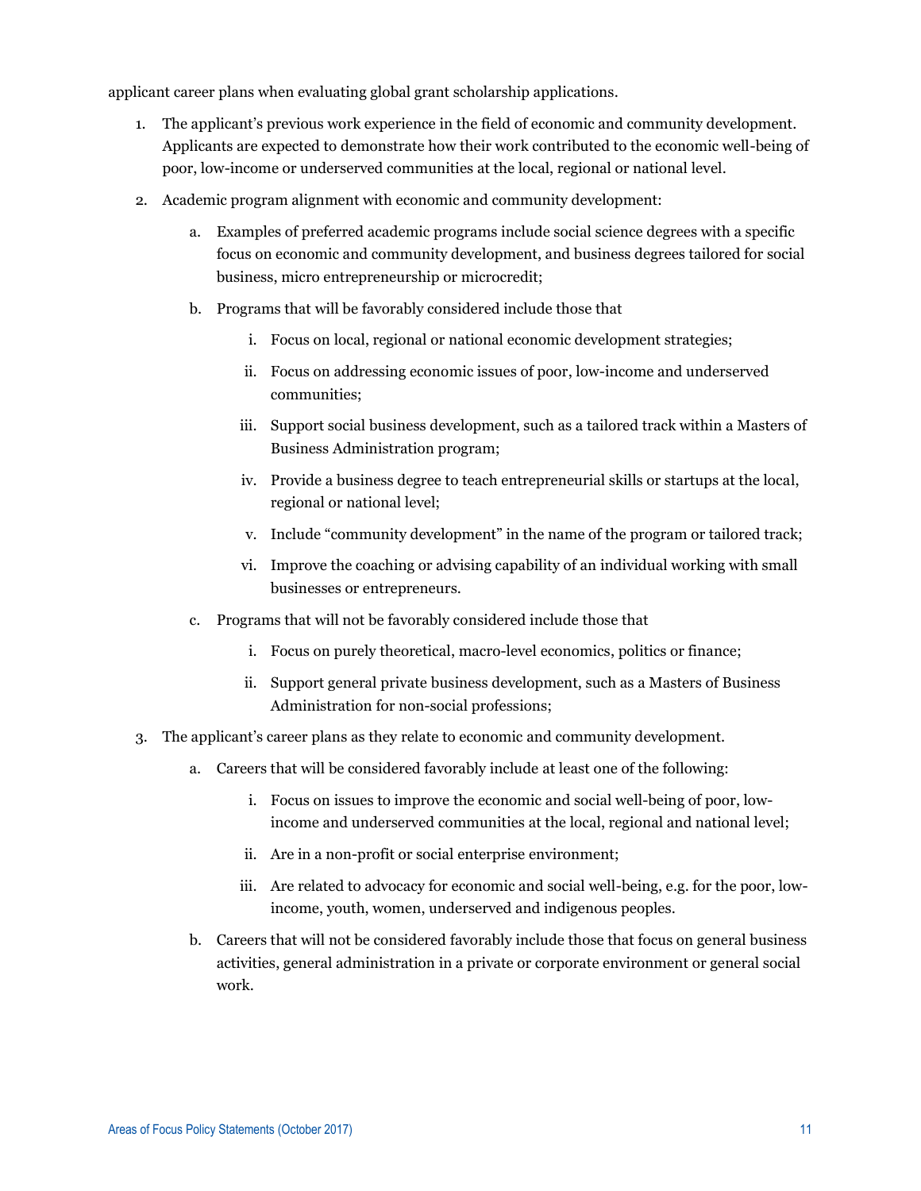applicant career plans when evaluating global grant scholarship applications.

1. The applicant's previous work experience in the field of economic and community development. Applicants are expected to demonstrate how their work contributed to the economic well-being of poor, low-income or underserved communities at the local, regional or national level.
2. Academic program alignment with economic and community development:
   a. Examples of preferred academic programs include social science degrees with a specific focus on economic and community development, and business degrees tailored for social business, micro entrepreneurship or microcredit;
   b. Programs that will be favorably considered include those that
      i. Focus on local, regional or national economic development strategies;
      ii. Focus on addressing economic issues of poor, low-income and underserved communities;
      iii. Support social business development, such as a tailored track within a Masters of Business Administration program;
      iv. Provide a business degree to teach entrepreneurial skills or startups at the local, regional or national level;
      v. Include "community development" in the name of the program or tailored track;
      vi. Improve the coaching or advising capability of an individual working with small businesses or entrepreneurs.
   c. Programs that will not be favorably considered include those that
      i. Focus on purely theoretical, macro-level economics, politics or finance;
      ii. Support general private business development, such as a Masters of Business Administration for non-social professions;
3. The applicant's career plans as they relate to economic and community development.
   a. Careers that will be considered favorably include at least one of the following:
      i. Focus on issues to improve the economic and social well-being of poor, low-income and underserved communities at the local, regional and national level;
      ii. Are in a non-profit or social enterprise environment;
      iii. Are related to advocacy for economic and social well-being, e.g. for the poor, low-income, youth, women, underserved and indigenous peoples.
   b. Careers that will not be considered favorably include those that focus on general business activities, general administration in a private or corporate environment or general social work.